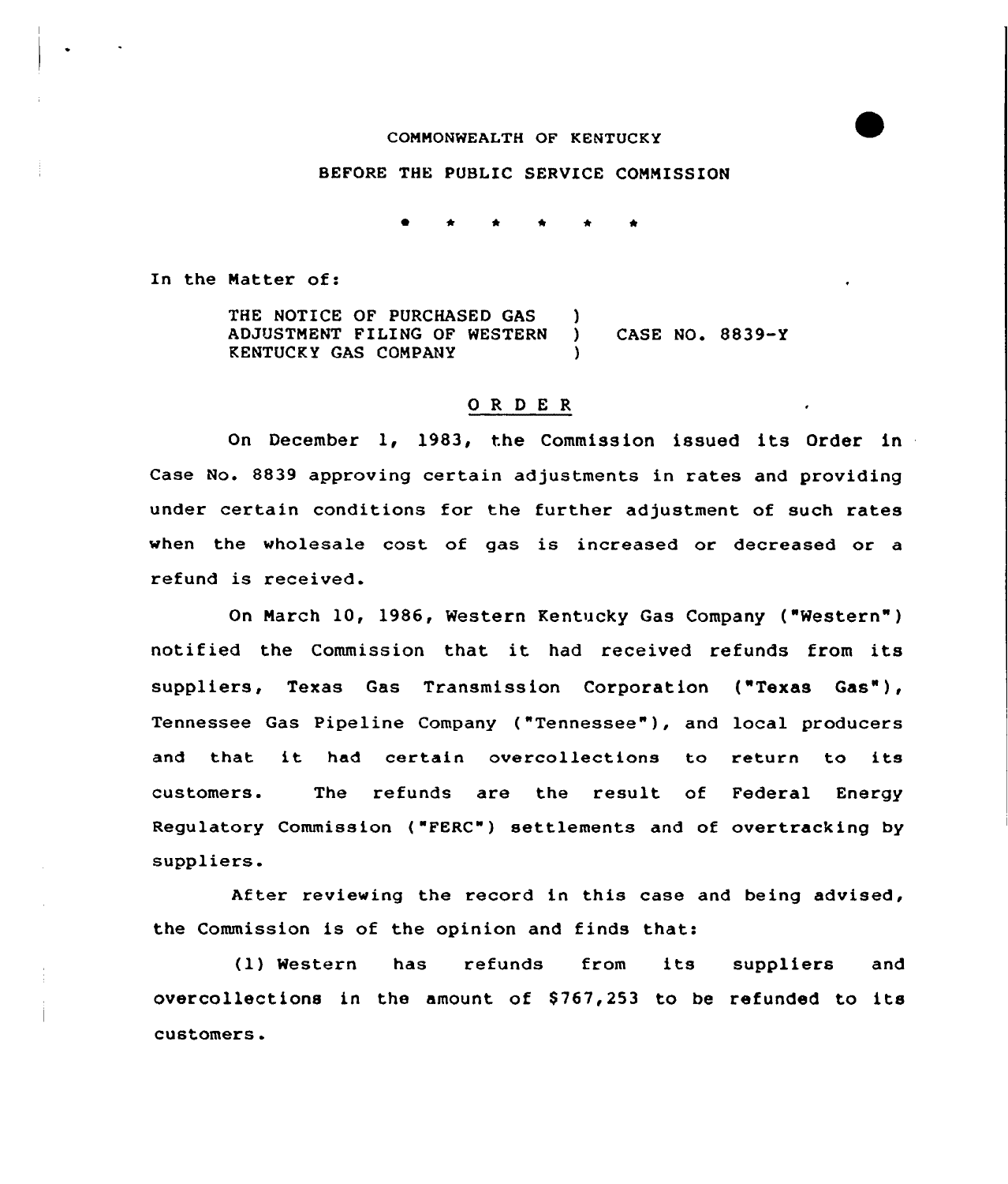COMMONWEALTH OF KENTUCKY

BEFORE THE PUBLIC SERVICE COMMISSION

\* \* \* \* \* \*

In the Matter of:

THE NOTICE OF PURCHASED GAS ADJUSTMENT FILING OF WESTERN KENTUCKY GAS COMPANY ) CASE NO. 8839-Y

## O R D E R

On December 1, 1983, the Commission issued its Order in Case No. 8839 approving certain adjustments in rates and providing under certain conditions for the further adjustment of such rates when the wholesale cost of gas is increased or decreased or a refund is received.

On March 10, 1986, Western Kentucky Gas Company ("Western") notified the Commission that it had received refunds from its suppliers, Texas Gas Transmission Corporation ("Texas Gas"), Tennessee Gas Pipeline Company ("Tennessee"), and local producers and that it had certain overcollections to return to its customers. The refunds are the result of Federal Energy Regulatory Commission ("FERC") settlements and of overtracking by suppliers.

After reviewing the record in this case and being advised, the Commission is of the opinion and finds that:

(1) Western has refunds from its suppliers and overcollections in the amount of $767,253 to be refunded to its customers.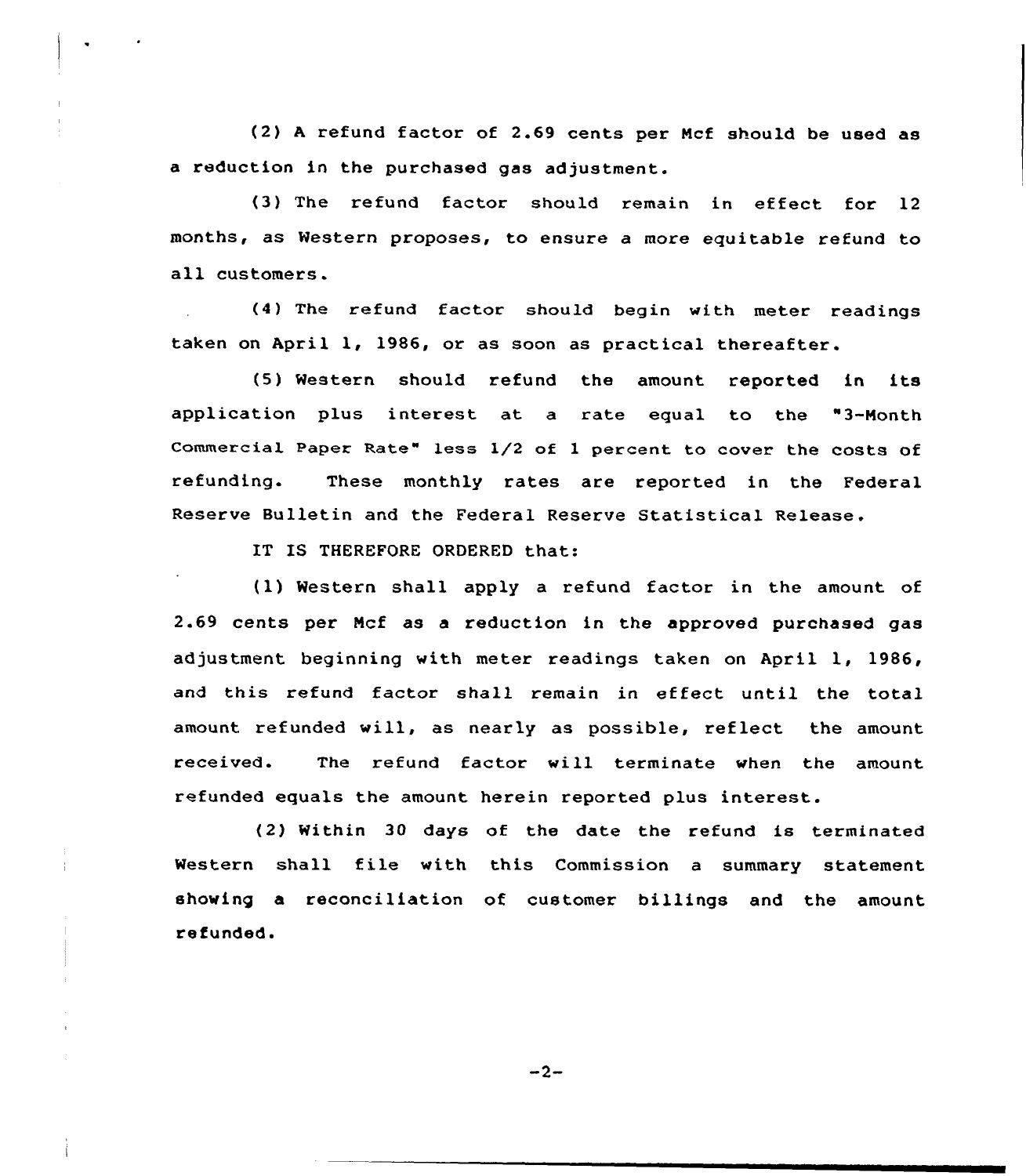(2) A refund factor of 2.69 cents per Mcf should be used as a reduction in the purchased gas adjustment.

(3) The refund factor should remain in effect for 12 months, as Western proposes, to ensure a more equitable refund to all customers.

(4) The refund factor should begin with meter readings taken on April 1, 1986, or as soon as practical thereafter.

(5) Western should refund the amount reported in its application plus interest at a rate equal to the "3-Month Commercial Paper Rate" less 1/2 of 1 percent to cover the costs of refunding. These monthly rates are reported in the Federal Reserve Bulletin and the Federal Reserve Statistical Release.

IT IS THEREFORE ORDERED that:

(1) Western shall apply a refund factor in the amount of 2.69 cents per Mcf as a reduction in the approved purchased gas adjustment beginning with meter readings taken on April 1, 1986, and this refund factor shall remain in effect until the total amount refunded will, as nearly as possible, reflect the amount received. The refund factor will terminate when the amount refunded equals the amount herein reported plus interest.

(2) Within 30 days of the date the refund is terminated Western shall file with this Commission a summary statement showing a reconciliation of customer billings and the amount refunded.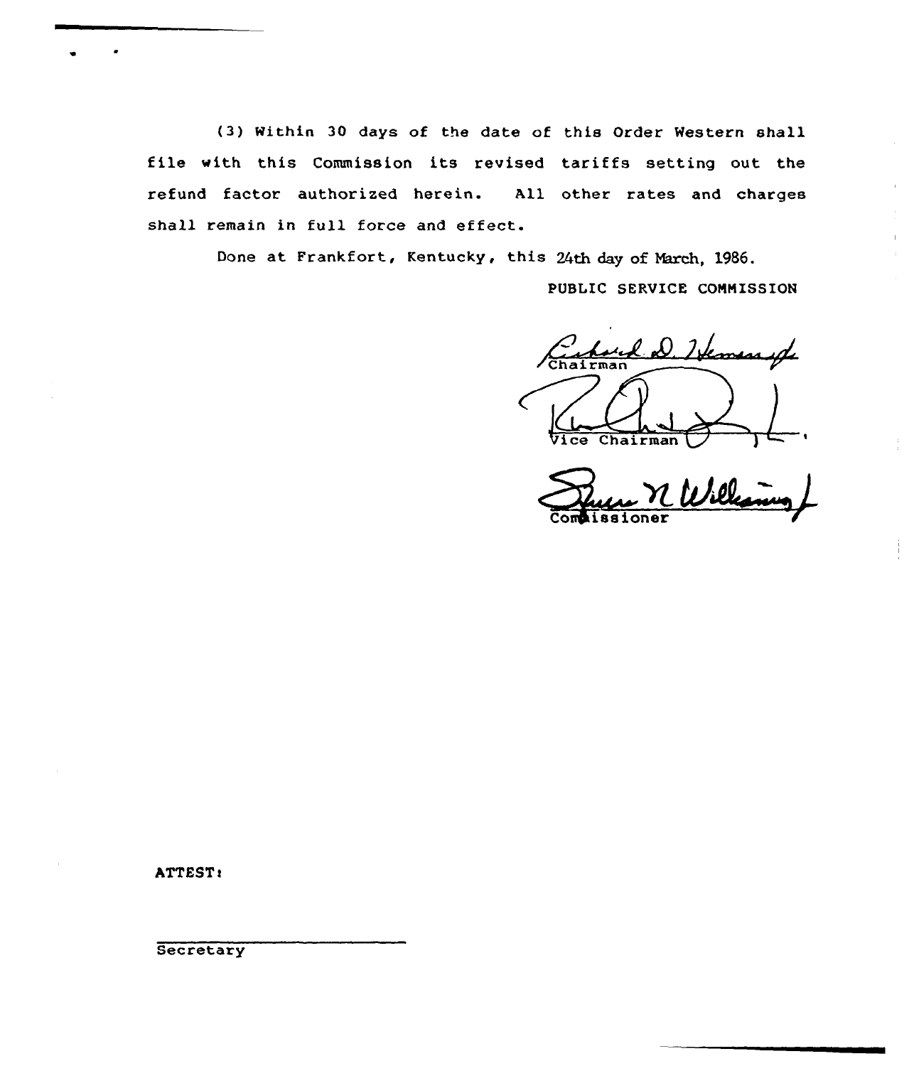(3) Within 30 days of the date of this Order Western shall file with this Commission its revised tariffs setting out the refund factor authorized herein. All other rates and charges shall remain in full force and effect.

Done at Frankfort, Kentucky, this 24th day of March, 1986.

PUBLIC SERVICE COMMISSION

Chairman

Vice Chairman

Commissioner

ATTEST:

Secretary